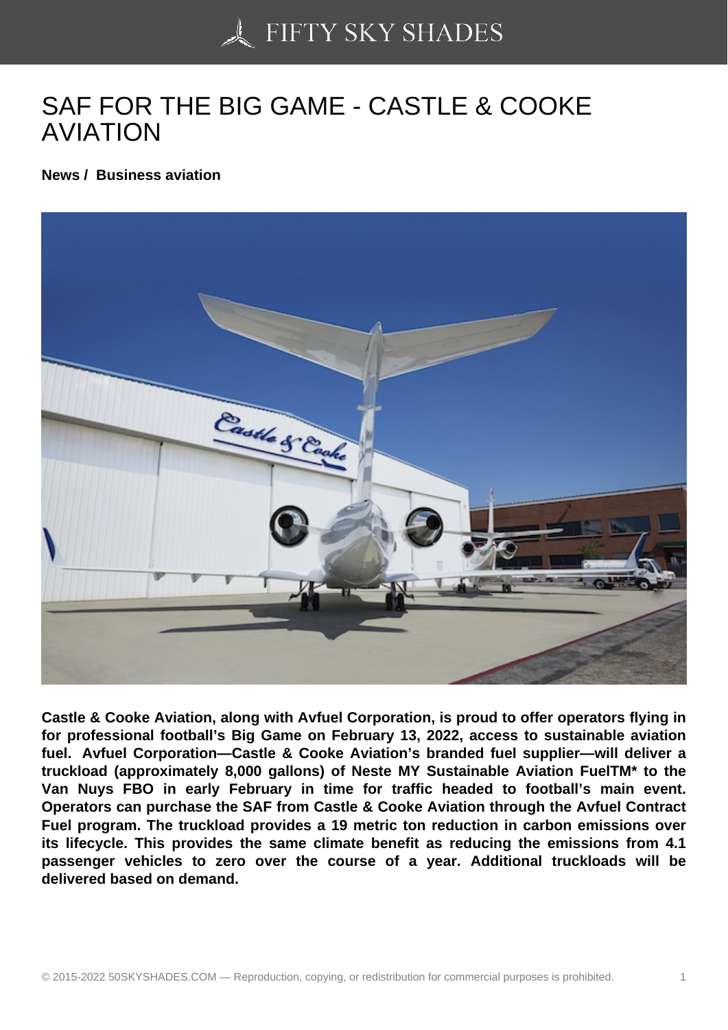# SAF FOR THE BIG GAME - CASTLE & COOKE AVIATION

**News / Business aviation**

**Castle & Cooke Aviation, along with Avfuel Corporation, is proud to offer operators flying in for professional football's Big Game on February 13, 2022, access to sustainable aviation fuel. Avfuel Corporation—Castle & Cooke Aviation's branded fuel supplier—will deliver a truckload (approximately 8,000 gallons) of Neste MY Sustainable Aviation FuelTM* to the Van Nuys FBO in early February in time for traffic headed to football's main event. Operators can purchase the SAF from Castle & Cooke Aviation through the Avfuel Contract Fuel program. The truckload provides a 19 metric ton reduction in carbon emissions over its lifecycle. This provides the same climate benefit as reducing the emissions from 4.1 passenger vehicles to zero over the course of a year. Additional truckloads will be delivered based on demand.**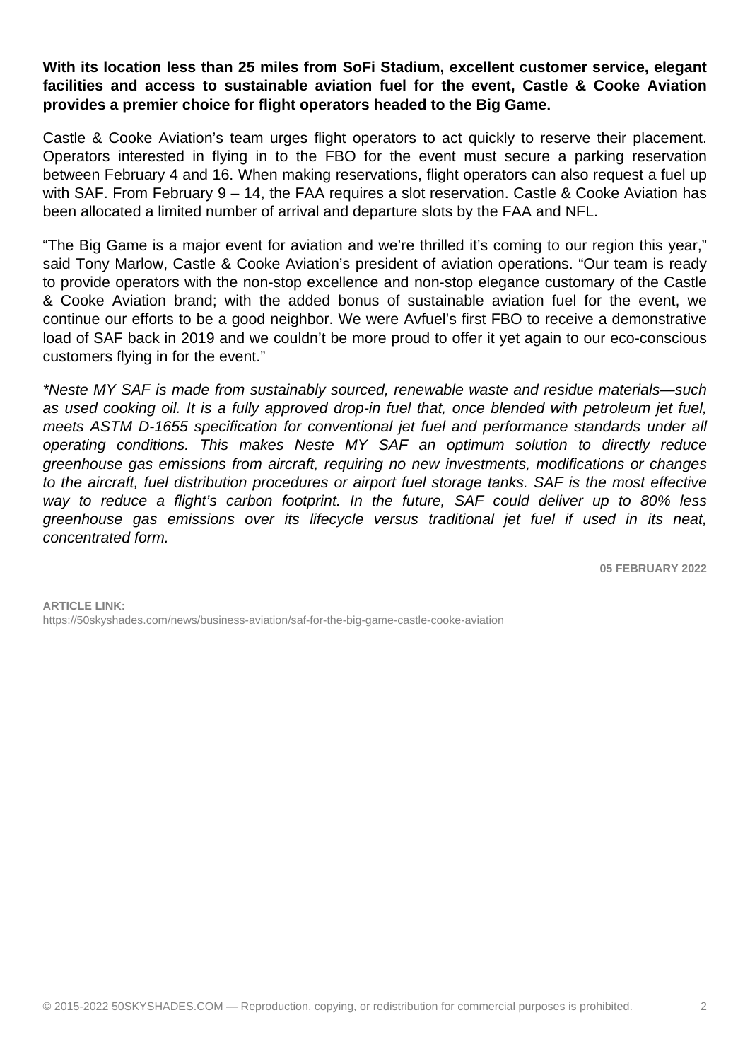**With its location less than 25 miles from SoFi Stadium, excellent customer service, elegant facilities and access to sustainable aviation fuel for the event, Castle & Cooke Aviation provides a premier choice for flight operators headed to the Big Game.**

Castle & Cooke Aviation's team urges flight operators to act quickly to reserve their placement. Operators interested in flying in to the FBO for the event must secure a parking reservation between February 4 and 16. When making reservations, flight operators can also request a fuel up with SAF. From February 9 – 14, the FAA requires a slot reservation. Castle & Cooke Aviation has been allocated a limited number of arrival and departure slots by the FAA and NFL.

"The Big Game is a major event for aviation and we're thrilled it's coming to our region this year," said Tony Marlow, Castle & Cooke Aviation's president of aviation operations. "Our team is ready to provide operators with the non-stop excellence and non-stop elegance customary of the Castle & Cooke Aviation brand; with the added bonus of sustainable aviation fuel for the event, we continue our efforts to be a good neighbor. We were Avfuel's first FBO to receive a demonstrative load of SAF back in 2019 and we couldn't be more proud to offer it yet again to our eco-conscious customers flying in for the event."

*\*Neste MY SAF is made from sustainably sourced, renewable waste and residue materials—such as used cooking oil. It is a fully approved drop-in fuel that, once blended with petroleum jet fuel, meets ASTM D-1655 specification for conventional jet fuel and performance standards under all operating conditions. This makes Neste MY SAF an optimum solution to directly reduce greenhouse gas emissions from aircraft, requiring no new investments, modifications or changes to the aircraft, fuel distribution procedures or airport fuel storage tanks. SAF is the most effective way to reduce a flight's carbon footprint. In the future, SAF could deliver up to 80% less greenhouse gas emissions over its lifecycle versus traditional jet fuel if used in its neat, concentrated form.*

**05 FEBRUARY 2022**

**ARTICLE LINK:**
https://50skyshades.com/news/business-aviation/saf-for-the-big-game-castle-cooke-aviation